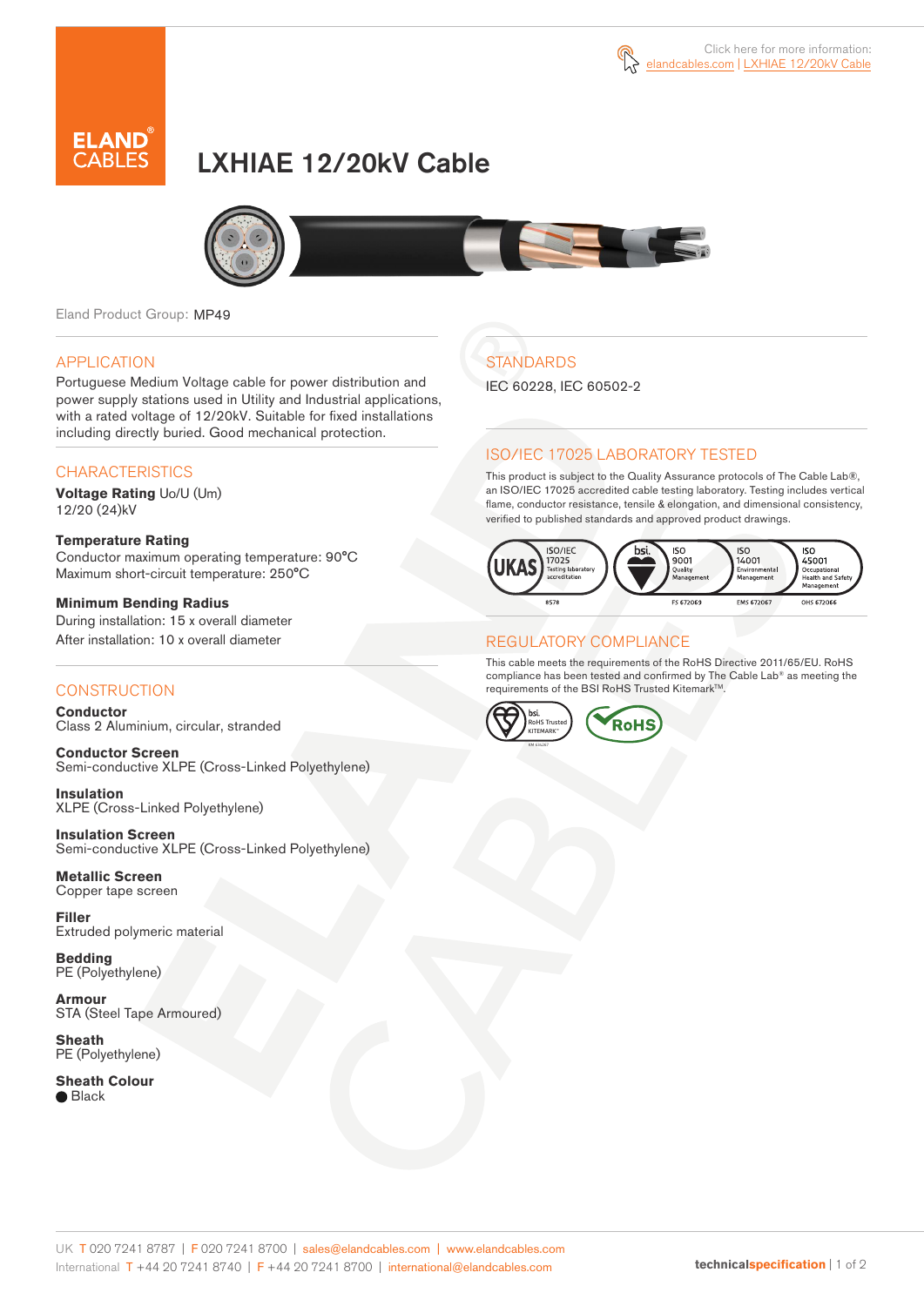Click here for more information: elandcables.com | LXHIAE 12/20kV Cable

# LXHIAE 12/20kV Cable

Eland Product Group: MP49

## APPLICATION

Portuguese Medium Voltage cable for power distribution and power supply stations used in Utility and Industrial applications, with a rated voltage of 12/20kV. Suitable for fixed installations including directly buried. Good mechanical protection.

## CHARACTERISTICS

**Voltage Rating** Uo/U (Um)
12/20 (24)kV

**Temperature Rating**
Conductor maximum operating temperature: 90°C
Maximum short-circuit temperature: 250°C

**Minimum Bending Radius**
During installation: 15 x overall diameter
After installation: 10 x overall diameter

## CONSTRUCTION

**Conductor**
Class 2 Aluminium, circular, stranded

**Conductor Screen**
Semi-conductive XLPE (Cross-Linked Polyethylene)

**Insulation**
XLPE (Cross-Linked Polyethylene)

**Insulation Screen**
Semi-conductive XLPE (Cross-Linked Polyethylene)

**Metallic Screen**
Copper tape screen

**Filler**
Extruded polymeric material

**Bedding**
PE (Polyethylene)

**Armour**
STA (Steel Tape Armoured)

**Sheath**
PE (Polyethylene)

**Sheath Colour**
● Black

## STANDARDS

IEC 60228, IEC 60502-2

## ISO/IEC 17025 LABORATORY TESTED

This product is subject to the Quality Assurance protocols of The Cable Lab®, an ISO/IEC 17025 accredited cable testing laboratory. Testing includes vertical flame, conductor resistance, tensile & elongation, and dimensional consistency, verified to published standards and approved product drawings.

UKAS ISO/IEC 17025 Testing laboratory accreditation 8578 | bsi. ISO 9001 Quality Management FS 672069 | ISO 14001 Environmental Management EMS 672067 | ISO 45001 Occupational Health and Safety Management OHS 672066

## REGULATORY COMPLIANCE

This cable meets the requirements of the RoHS Directive 2011/65/EU. RoHS compliance has been tested and confirmed by The Cable Lab® as meeting the requirements of the BSI RoHS Trusted Kitemark™.

bsi. RoHS Trusted KITEMARK™ | RoHS

UK T 020 7241 8787 | F 020 7241 8700 | sales@elandcables.com | www.elandcables.com
International T +44 20 7241 8740 | F +44 20 7241 8700 | international@elandcables.com

technicalspecification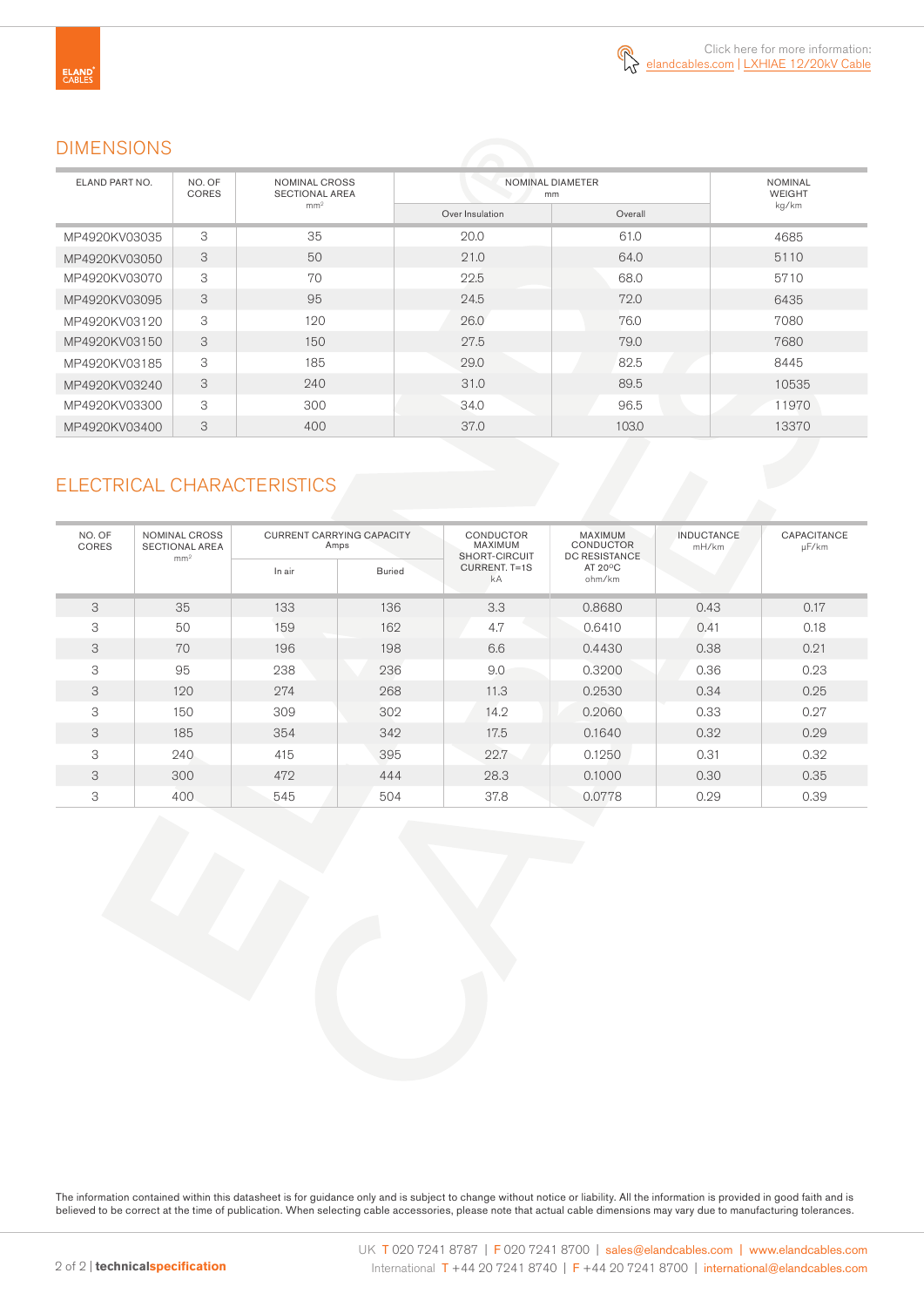Click here for more information: elandcables.com | LXHIAE 12/20kV Cable

## DIMENSIONS

| ELAND PART NO. | NO. OF CORES | NOMINAL CROSS SECTIONAL AREA mm² | NOMINAL DIAMETER mm | | NOMINAL WEIGHT kg/km |
|---|---|---|---|---|---|
| | | | Over Insulation | Overall | |
| MP4920KV03035 | 3 | 35 | 20.0 | 61.0 | 4685 |
| MP4920KV03050 | 3 | 50 | 21.0 | 64.0 | 5110 |
| MP4920KV03070 | 3 | 70 | 22.5 | 68.0 | 5710 |
| MP4920KV03095 | 3 | 95 | 24.5 | 72.0 | 6435 |
| MP4920KV03120 | 3 | 120 | 26.0 | 76.0 | 7080 |
| MP4920KV03150 | 3 | 150 | 27.5 | 79.0 | 7680 |
| MP4920KV03185 | 3 | 185 | 29.0 | 82.5 | 8445 |
| MP4920KV03240 | 3 | 240 | 31.0 | 89.5 | 10535 |
| MP4920KV03300 | 3 | 300 | 34.0 | 96.5 | 11970 |
| MP4920KV03400 | 3 | 400 | 37.0 | 103.0 | 13370 |

## ELECTRICAL CHARACTERISTICS

| NO. OF CORES | NOMINAL CROSS SECTIONAL AREA mm² | CURRENT CARRYING CAPACITY Amps | | CONDUCTOR MAXIMUM SHORT-CIRCUIT CURRENT. T=1S kA | MAXIMUM CONDUCTOR DC RESISTANCE AT 20°C ohm/km | INDUCTANCE mH/km | CAPACITANCE µF/km |
|---|---|---|---|---|---|---|---|
| | | In air | Buried | | | | |
| 3 | 35 | 133 | 136 | 3.3 | 0.8680 | 0.43 | 0.17 |
| 3 | 50 | 159 | 162 | 4.7 | 0.6410 | 0.41 | 0.18 |
| 3 | 70 | 196 | 198 | 6.6 | 0.4430 | 0.38 | 0.21 |
| 3 | 95 | 238 | 236 | 9.0 | 0.3200 | 0.36 | 0.23 |
| 3 | 120 | 274 | 268 | 11.3 | 0.2530 | 0.34 | 0.25 |
| 3 | 150 | 309 | 302 | 14.2 | 0.2060 | 0.33 | 0.27 |
| 3 | 185 | 354 | 342 | 17.5 | 0.1640 | 0.32 | 0.29 |
| 3 | 240 | 415 | 395 | 22.7 | 0.1250 | 0.31 | 0.32 |
| 3 | 300 | 472 | 444 | 28.3 | 0.1000 | 0.30 | 0.35 |
| 3 | 400 | 545 | 504 | 37.8 | 0.0778 | 0.29 | 0.39 |

The information contained within this datasheet is for guidance only and is subject to change without notice or liability. All the information is provided in good faith and is believed to be correct at the time of publication. When selecting cable accessories, please note that actual cable dimensions may vary due to manufacturing tolerances.

UK T 020 7241 8787 | F 020 7241 8700 | sales@elandcables.com | www.elandcables.com
International T +44 20 7241 8740 | F +44 20 7241 8700 | international@elandcables.com